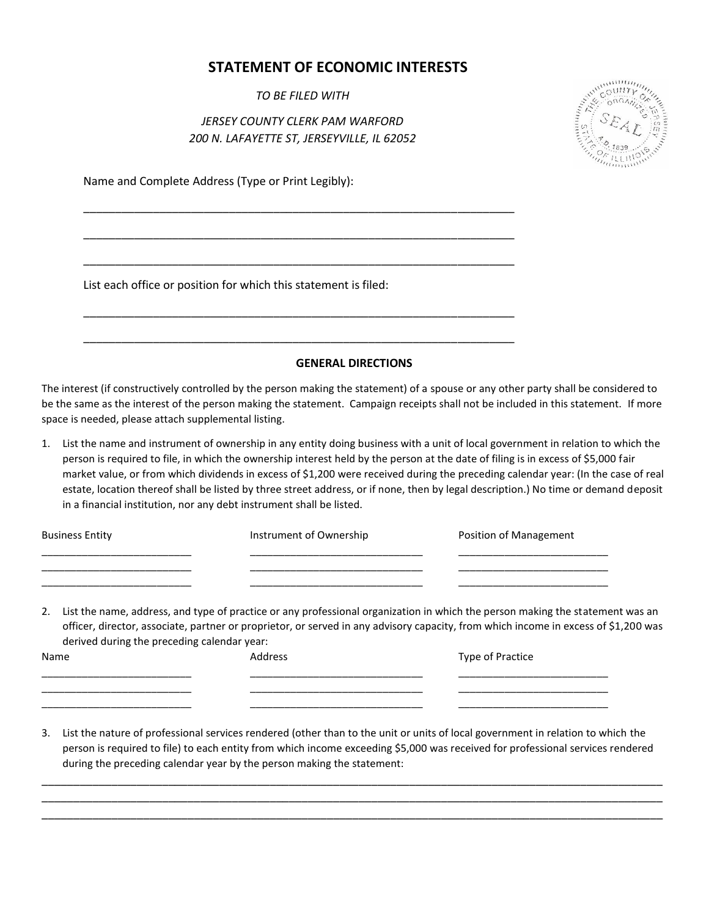# STATEMENT OF ECONOMIC INTERESTS

*TO BE FILED WITH*

*JERSEY COUNTY CLERK PAM WARFORD*
*200 N. LAFAYETTE ST, JERSEYVILLE, IL 62052*

Name and Complete Address (Type or Print Legibly):

\_\_\_\_\_\_\_\_\_\_\_\_\_\_\_\_\_\_\_\_\_\_\_\_\_\_\_\_\_\_\_\_\_\_\_\_\_\_\_\_\_\_\_\_\_\_\_\_\_\_\_\_\_\_\_\_\_\_\_\_\_\_\_\_

\_\_\_\_\_\_\_\_\_\_\_\_\_\_\_\_\_\_\_\_\_\_\_\_\_\_\_\_\_\_\_\_\_\_\_\_\_\_\_\_\_\_\_\_\_\_\_\_\_\_\_\_\_\_\_\_\_\_\_\_\_\_\_\_

\_\_\_\_\_\_\_\_\_\_\_\_\_\_\_\_\_\_\_\_\_\_\_\_\_\_\_\_\_\_\_\_\_\_\_\_\_\_\_\_\_\_\_\_\_\_\_\_\_\_\_\_\_\_\_\_\_\_\_\_\_\_\_\_

List each office or position for which this statement is filed:

\_\_\_\_\_\_\_\_\_\_\_\_\_\_\_\_\_\_\_\_\_\_\_\_\_\_\_\_\_\_\_\_\_\_\_\_\_\_\_\_\_\_\_\_\_\_\_\_\_\_\_\_\_\_\_\_\_\_\_\_\_\_\_\_

\_\_\_\_\_\_\_\_\_\_\_\_\_\_\_\_\_\_\_\_\_\_\_\_\_\_\_\_\_\_\_\_\_\_\_\_\_\_\_\_\_\_\_\_\_\_\_\_\_\_\_\_\_\_\_\_\_\_\_\_\_\_\_\_

## GENERAL DIRECTIONS

The interest (if constructively controlled by the person making the statement) of a spouse or any other party shall be considered to be the same as the interest of the person making the statement. Campaign receipts shall not be included in this statement. If more space is needed, please attach supplemental listing.

1. List the name and instrument of ownership in any entity doing business with a unit of local government in relation to which the person is required to file, in which the ownership interest held by the person at the date of filing is in excess of $5,000 fair market value, or from which dividends in excess of $1,200 were received during the preceding calendar year: (In the case of real estate, location thereof shall be listed by three street address, or if none, then by legal description.) No time or demand deposit in a financial institution, nor any debt instrument shall be listed.

| Business Entity | Instrument of Ownership | Position of Management |
|---|---|---|
| | | |
| | | |
| | | |

2. List the name, address, and type of practice or any professional organization in which the person making the statement was an officer, director, associate, partner or proprietor, or served in any advisory capacity, from which income in excess of $1,200 was derived during the preceding calendar year:

| Name | Address | Type of Practice |
|---|---|---|
| | | |
| | | |
| | | |

3. List the nature of professional services rendered (other than to the unit or units of local government in relation to which the person is required to file) to each entity from which income exceeding $5,000 was received for professional services rendered during the preceding calendar year by the person making the statement:

\_\_\_\_\_\_\_\_\_\_\_\_\_\_\_\_\_\_\_\_\_\_\_\_\_\_\_\_\_\_\_\_\_\_\_\_\_\_\_\_\_\_\_\_\_\_\_\_\_\_\_\_\_\_\_\_\_\_\_\_\_\_\_\_\_\_\_\_\_\_\_\_\_\_\_\_\_\_\_\_\_\_\_\_\_\_\_\_\_\_

\_\_\_\_\_\_\_\_\_\_\_\_\_\_\_\_\_\_\_\_\_\_\_\_\_\_\_\_\_\_\_\_\_\_\_\_\_\_\_\_\_\_\_\_\_\_\_\_\_\_\_\_\_\_\_\_\_\_\_\_\_\_\_\_\_\_\_\_\_\_\_\_\_\_\_\_\_\_\_\_\_\_\_\_\_\_\_\_\_\_

\_\_\_\_\_\_\_\_\_\_\_\_\_\_\_\_\_\_\_\_\_\_\_\_\_\_\_\_\_\_\_\_\_\_\_\_\_\_\_\_\_\_\_\_\_\_\_\_\_\_\_\_\_\_\_\_\_\_\_\_\_\_\_\_\_\_\_\_\_\_\_\_\_\_\_\_\_\_\_\_\_\_\_\_\_\_\_\_\_\_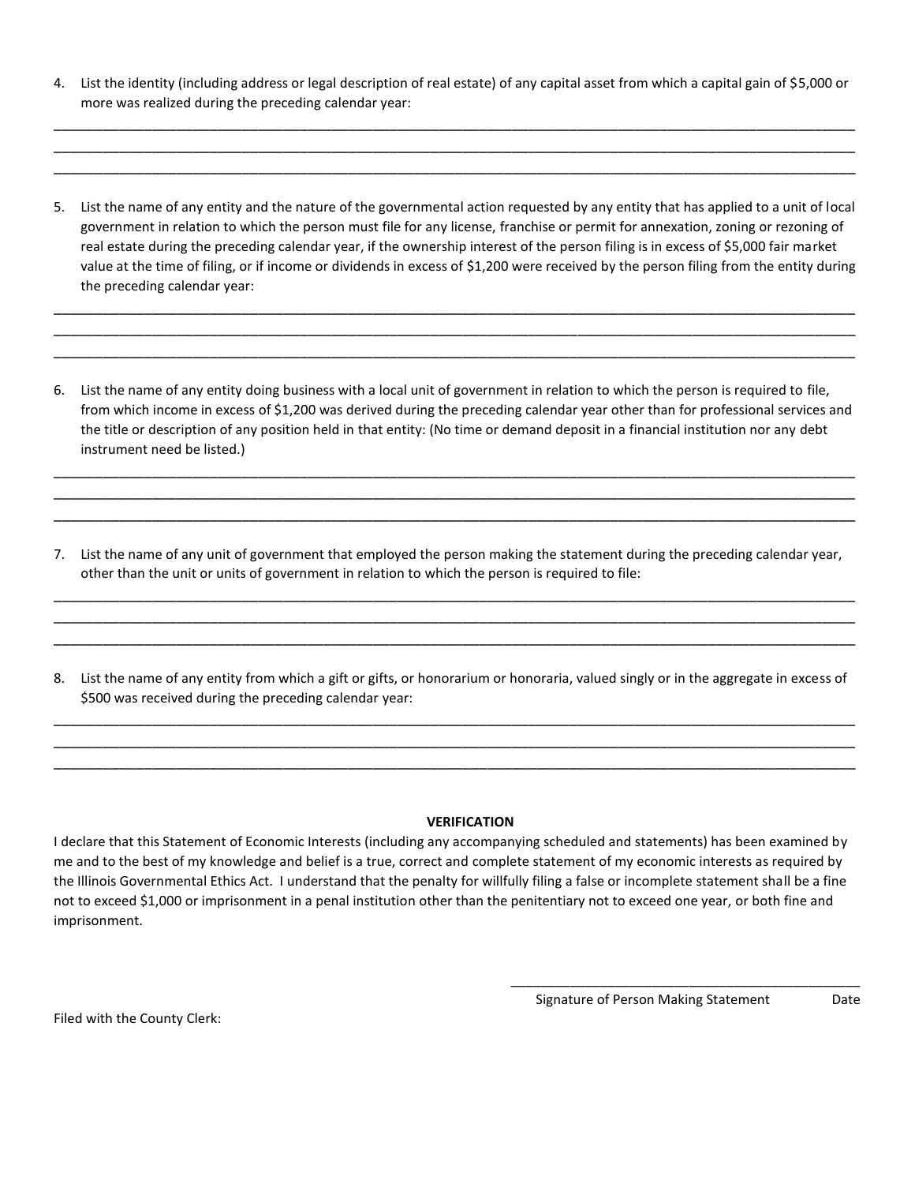4. List the identity (including address or legal description of real estate) of any capital asset from which a capital gain of $5,000 or more was realized during the preceding calendar year:

_______________________________________________________________________________________________

_______________________________________________________________________________________________

_______________________________________________________________________________________________

5. List the name of any entity and the nature of the governmental action requested by any entity that has applied to a unit of local government in relation to which the person must file for any license, franchise or permit for annexation, zoning or rezoning of real estate during the preceding calendar year, if the ownership interest of the person filing is in excess of $5,000 fair market value at the time of filing, or if income or dividends in excess of $1,200 were received by the person filing from the entity during the preceding calendar year:

_______________________________________________________________________________________________

_______________________________________________________________________________________________

_______________________________________________________________________________________________

6. List the name of any entity doing business with a local unit of government in relation to which the person is required to file, from which income in excess of $1,200 was derived during the preceding calendar year other than for professional services and the title or description of any position held in that entity: (No time or demand deposit in a financial institution nor any debt instrument need be listed.)

_______________________________________________________________________________________________

_______________________________________________________________________________________________

_______________________________________________________________________________________________

7. List the name of any unit of government that employed the person making the statement during the preceding calendar year, other than the unit or units of government in relation to which the person is required to file:

_______________________________________________________________________________________________

_______________________________________________________________________________________________

_______________________________________________________________________________________________

8. List the name of any entity from which a gift or gifts, or honorarium or honoraria, valued singly or in the aggregate in excess of $500 was received during the preceding calendar year:

_______________________________________________________________________________________________

_______________________________________________________________________________________________

_______________________________________________________________________________________________

**VERIFICATION**

I declare that this Statement of Economic Interests (including any accompanying scheduled and statements) has been examined by me and to the best of my knowledge and belief is a true, correct and complete statement of my economic interests as required by the Illinois Governmental Ethics Act. I understand that the penalty for willfully filing a false or incomplete statement shall be a fine not to exceed $1,000 or imprisonment in a penal institution other than the penitentiary not to exceed one year, or both fine and imprisonment.

_______________________________________________

Signature of Person Making Statement Date

Filed with the County Clerk: